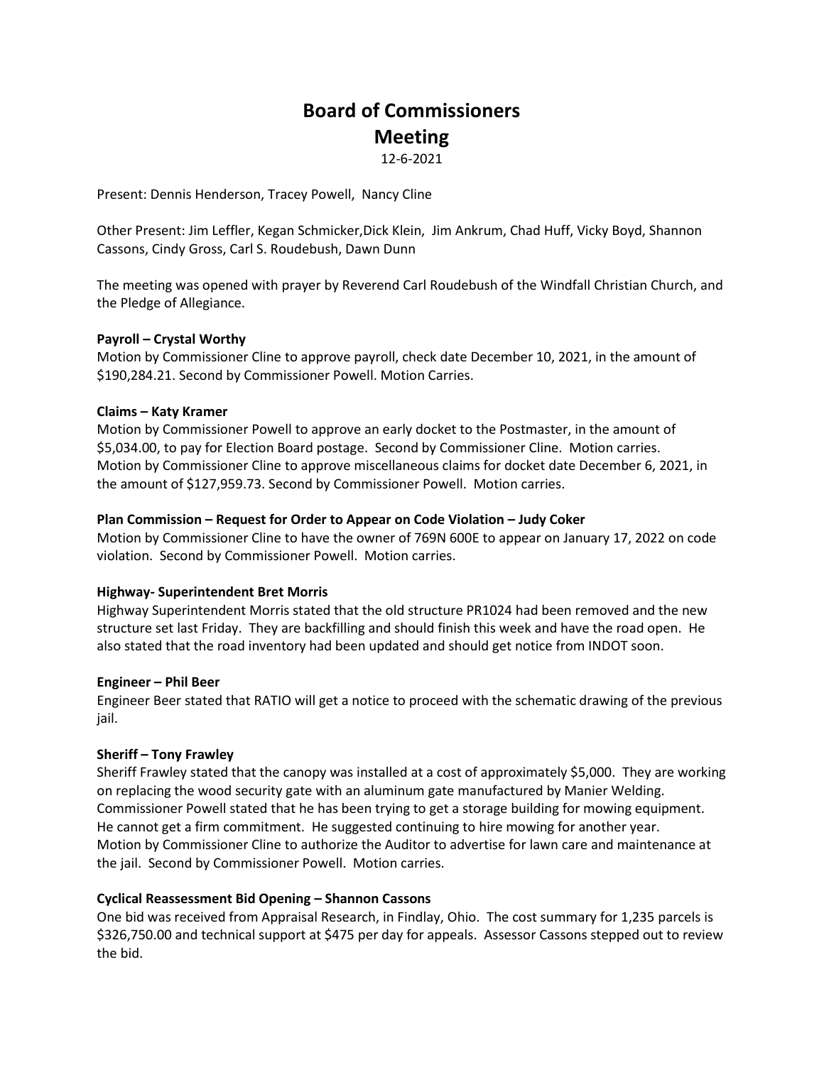# Board of Commissioners Meeting

12-6-2021

Present: Dennis Henderson, Tracey Powell, Nancy Cline

Other Present: Jim Leffler, Kegan Schmicker,Dick Klein, Jim Ankrum, Chad Huff, Vicky Boyd, Shannon Cassons, Cindy Gross, Carl S. Roudebush, Dawn Dunn

The meeting was opened with prayer by Reverend Carl Roudebush of the Windfall Christian Church, and the Pledge of Allegiance.

**Payroll – Crystal Worthy**

Motion by Commissioner Cline to approve payroll, check date December 10, 2021, in the amount of $190,284.21. Second by Commissioner Powell. Motion Carries.

**Claims – Katy Kramer**

Motion by Commissioner Powell to approve an early docket to the Postmaster, in the amount of $5,034.00, to pay for Election Board postage. Second by Commissioner Cline. Motion carries. Motion by Commissioner Cline to approve miscellaneous claims for docket date December 6, 2021, in the amount of $127,959.73. Second by Commissioner Powell. Motion carries.

**Plan Commission – Request for Order to Appear on Code Violation – Judy Coker**

Motion by Commissioner Cline to have the owner of 769N 600E to appear on January 17, 2022 on code violation. Second by Commissioner Powell. Motion carries.

**Highway- Superintendent Bret Morris**

Highway Superintendent Morris stated that the old structure PR1024 had been removed and the new structure set last Friday. They are backfilling and should finish this week and have the road open. He also stated that the road inventory had been updated and should get notice from INDOT soon.

**Engineer – Phil Beer**

Engineer Beer stated that RATIO will get a notice to proceed with the schematic drawing of the previous jail.

**Sheriff – Tony Frawley**

Sheriff Frawley stated that the canopy was installed at a cost of approximately $5,000. They are working on replacing the wood security gate with an aluminum gate manufactured by Manier Welding. Commissioner Powell stated that he has been trying to get a storage building for mowing equipment. He cannot get a firm commitment. He suggested continuing to hire mowing for another year. Motion by Commissioner Cline to authorize the Auditor to advertise for lawn care and maintenance at the jail. Second by Commissioner Powell. Motion carries.

**Cyclical Reassessment Bid Opening – Shannon Cassons**

One bid was received from Appraisal Research, in Findlay, Ohio. The cost summary for 1,235 parcels is $326,750.00 and technical support at $475 per day for appeals. Assessor Cassons stepped out to review the bid.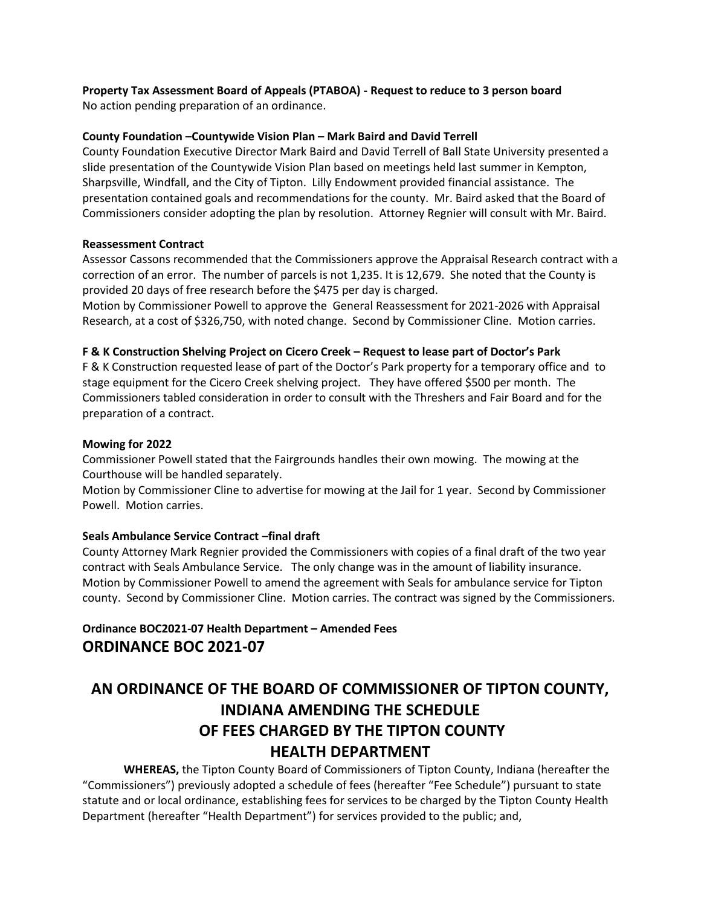**Property Tax Assessment Board of Appeals (PTABOA) - Request to reduce to 3 person board**
No action pending preparation of an ordinance.

**County Foundation –Countywide Vision Plan – Mark Baird and David Terrell**
County Foundation Executive Director Mark Baird and David Terrell of Ball State University presented a slide presentation of the Countywide Vision Plan based on meetings held last summer in Kempton, Sharpsville, Windfall, and the City of Tipton. Lilly Endowment provided financial assistance. The presentation contained goals and recommendations for the county. Mr. Baird asked that the Board of Commissioners consider adopting the plan by resolution. Attorney Regnier will consult with Mr. Baird.

**Reassessment Contract**
Assessor Cassons recommended that the Commissioners approve the Appraisal Research contract with a correction of an error. The number of parcels is not 1,235. It is 12,679. She noted that the County is provided 20 days of free research before the $475 per day is charged.
Motion by Commissioner Powell to approve the General Reassessment for 2021-2026 with Appraisal Research, at a cost of $326,750, with noted change. Second by Commissioner Cline. Motion carries.

**F & K Construction Shelving Project on Cicero Creek – Request to lease part of Doctor's Park**
F & K Construction requested lease of part of the Doctor's Park property for a temporary office and to stage equipment for the Cicero Creek shelving project. They have offered $500 per month. The Commissioners tabled consideration in order to consult with the Threshers and Fair Board and for the preparation of a contract.

**Mowing for 2022**
Commissioner Powell stated that the Fairgrounds handles their own mowing. The mowing at the Courthouse will be handled separately.
Motion by Commissioner Cline to advertise for mowing at the Jail for 1 year. Second by Commissioner Powell. Motion carries.

**Seals Ambulance Service Contract –final draft**
County Attorney Mark Regnier provided the Commissioners with copies of a final draft of the two year contract with Seals Ambulance Service. The only change was in the amount of liability insurance.
Motion by Commissioner Powell to amend the agreement with Seals for ambulance service for Tipton county. Second by Commissioner Cline. Motion carries. The contract was signed by the Commissioners.

**Ordinance BOC2021-07 Health Department – Amended Fees**

## ORDINANCE BOC 2021-07

# AN ORDINANCE OF THE BOARD OF COMMISSIONER OF TIPTON COUNTY, INDIANA AMENDING THE SCHEDULE OF FEES CHARGED BY THE TIPTON COUNTY HEALTH DEPARTMENT

**WHEREAS,** the Tipton County Board of Commissioners of Tipton County, Indiana (hereafter the "Commissioners") previously adopted a schedule of fees (hereafter "Fee Schedule") pursuant to state statute and or local ordinance, establishing fees for services to be charged by the Tipton County Health Department (hereafter "Health Department") for services provided to the public; and,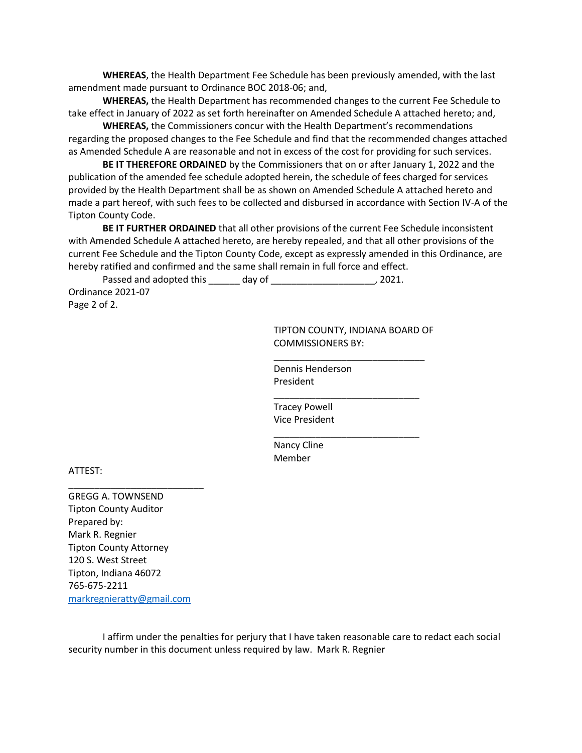**WHEREAS**, the Health Department Fee Schedule has been previously amended, with the last amendment made pursuant to Ordinance BOC 2018-06; and,

**WHEREAS,** the Health Department has recommended changes to the current Fee Schedule to take effect in January of 2022 as set forth hereinafter on Amended Schedule A attached hereto; and,

**WHEREAS,** the Commissioners concur with the Health Department's recommendations regarding the proposed changes to the Fee Schedule and find that the recommended changes attached as Amended Schedule A are reasonable and not in excess of the cost for providing for such services.

**BE IT THEREFORE ORDAINED** by the Commissioners that on or after January 1, 2022 and the publication of the amended fee schedule adopted herein, the schedule of fees charged for services provided by the Health Department shall be as shown on Amended Schedule A attached hereto and made a part hereof, with such fees to be collected and disbursed in accordance with Section IV-A of the Tipton County Code.

**BE IT FURTHER ORDAINED** that all other provisions of the current Fee Schedule inconsistent with Amended Schedule A attached hereto, are hereby repealed, and that all other provisions of the current Fee Schedule and the Tipton County Code, except as expressly amended in this Ordinance, are hereby ratified and confirmed and the same shall remain in full force and effect.

Passed and adopted this ______ day of ___________________, 2021.

Ordinance 2021-07
Page 2 of 2.

TIPTON COUNTY, INDIANA BOARD OF COMMISSIONERS BY:

_____________________________
Dennis Henderson
President

_____________________________
Tracey Powell
Vice President

_____________________________
Nancy Cline
Member

ATTEST:

__________________________
GREGG A. TOWNSEND
Tipton County Auditor

Prepared by:
Mark R. Regnier
Tipton County Attorney
120 S. West Street
Tipton, Indiana 46072
765-675-2211
markregnieratty@gmail.com

I affirm under the penalties for perjury that I have taken reasonable care to redact each social security number in this document unless required by law. Mark R. Regnier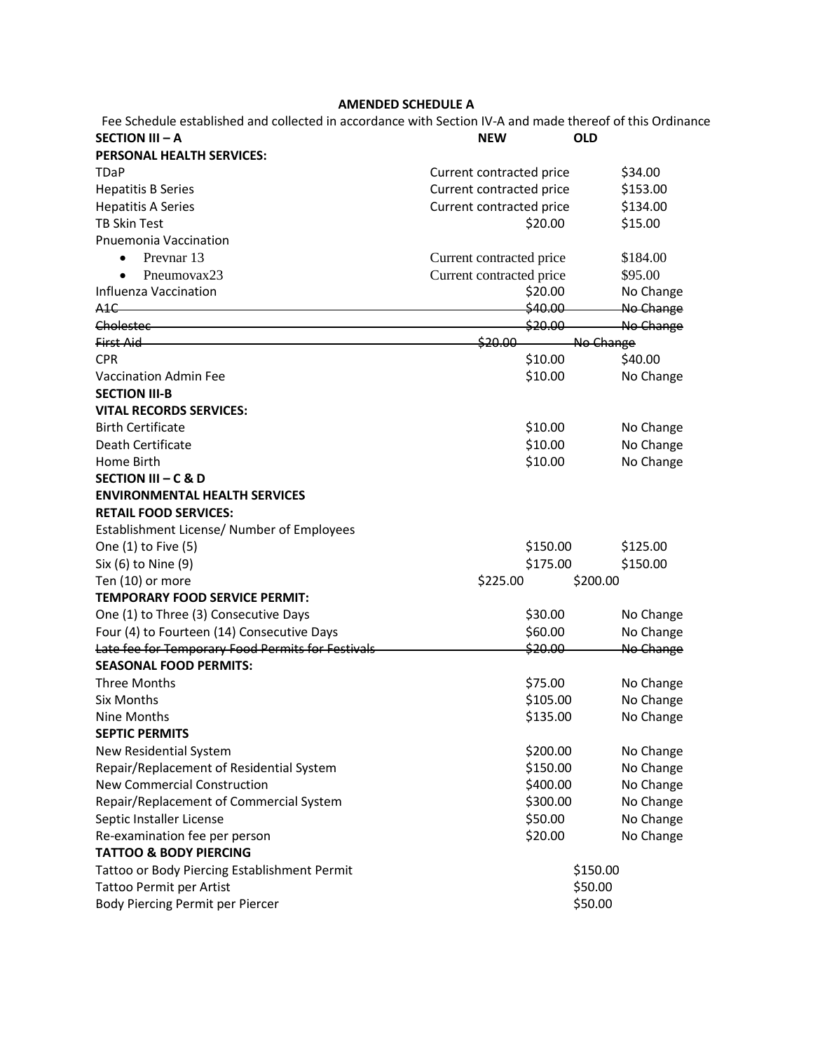**AMENDED SCHEDULE A**

Fee Schedule established and collected in accordance with Section IV-A and made thereof of this Ordinance

| SECTION III – A | NEW | OLD |
|---|---|---|
| **PERSONAL HEALTH SERVICES:** | | |
| TDaP | Current contracted price | $34.00 |
| Hepatitis B Series | Current contracted price | $153.00 |
| Hepatitis A Series | Current contracted price | $134.00 |
| TB Skin Test | $20.00 | $15.00 |
| Pnuemonia Vaccination | | |
| • Prevnar 13 | Current contracted price | $184.00 |
| • Pneumovax23 | Current contracted price | $95.00 |
| Influenza Vaccination | $20.00 | No Change |
| ~~A1C~~ | ~~$40.00~~ | ~~No Change~~ |
| ~~Cholestec~~ | ~~$20.00~~ | ~~No Change~~ |
| ~~First Aid~~ | ~~$20.00~~ | ~~No Change~~ |
| CPR | $10.00 | $40.00 |
| Vaccination Admin Fee | $10.00 | No Change |
| **SECTION III-B** | | |
| **VITAL RECORDS SERVICES:** | | |
| Birth Certificate | $10.00 | No Change |
| Death Certificate | $10.00 | No Change |
| Home Birth | $10.00 | No Change |
| **SECTION III – C & D** | | |
| **ENVIRONMENTAL HEALTH SERVICES** | | |
| **RETAIL FOOD SERVICES:** | | |
| Establishment License/ Number of Employees | | |
| One (1) to Five (5) | $150.00 | $125.00 |
| Six (6) to Nine (9) | $175.00 | $150.00 |
| Ten (10) or more | $225.00 | $200.00 |
| **TEMPORARY FOOD SERVICE PERMIT:** | | |
| One (1) to Three (3) Consecutive Days | $30.00 | No Change |
| Four (4) to Fourteen (14) Consecutive Days | $60.00 | No Change |
| ~~Late fee for Temporary Food Permits for Festivals~~ | ~~$20.00~~ | ~~No Change~~ |
| **SEASONAL FOOD PERMITS:** | | |
| Three Months | $75.00 | No Change |
| Six Months | $105.00 | No Change |
| Nine Months | $135.00 | No Change |
| **SEPTIC PERMITS** | | |
| New Residential System | $200.00 | No Change |
| Repair/Replacement of Residential System | $150.00 | No Change |
| New Commercial Construction | $400.00 | No Change |
| Repair/Replacement of Commercial System | $300.00 | No Change |
| Septic Installer License | $50.00 | No Change |
| Re-examination fee per person | $20.00 | No Change |
| **TATTOO & BODY PIERCING** | | |
| Tattoo or Body Piercing Establishment Permit | $150.00 | |
| Tattoo Permit per Artist | $50.00 | |
| Body Piercing Permit per Piercer | $50.00 | |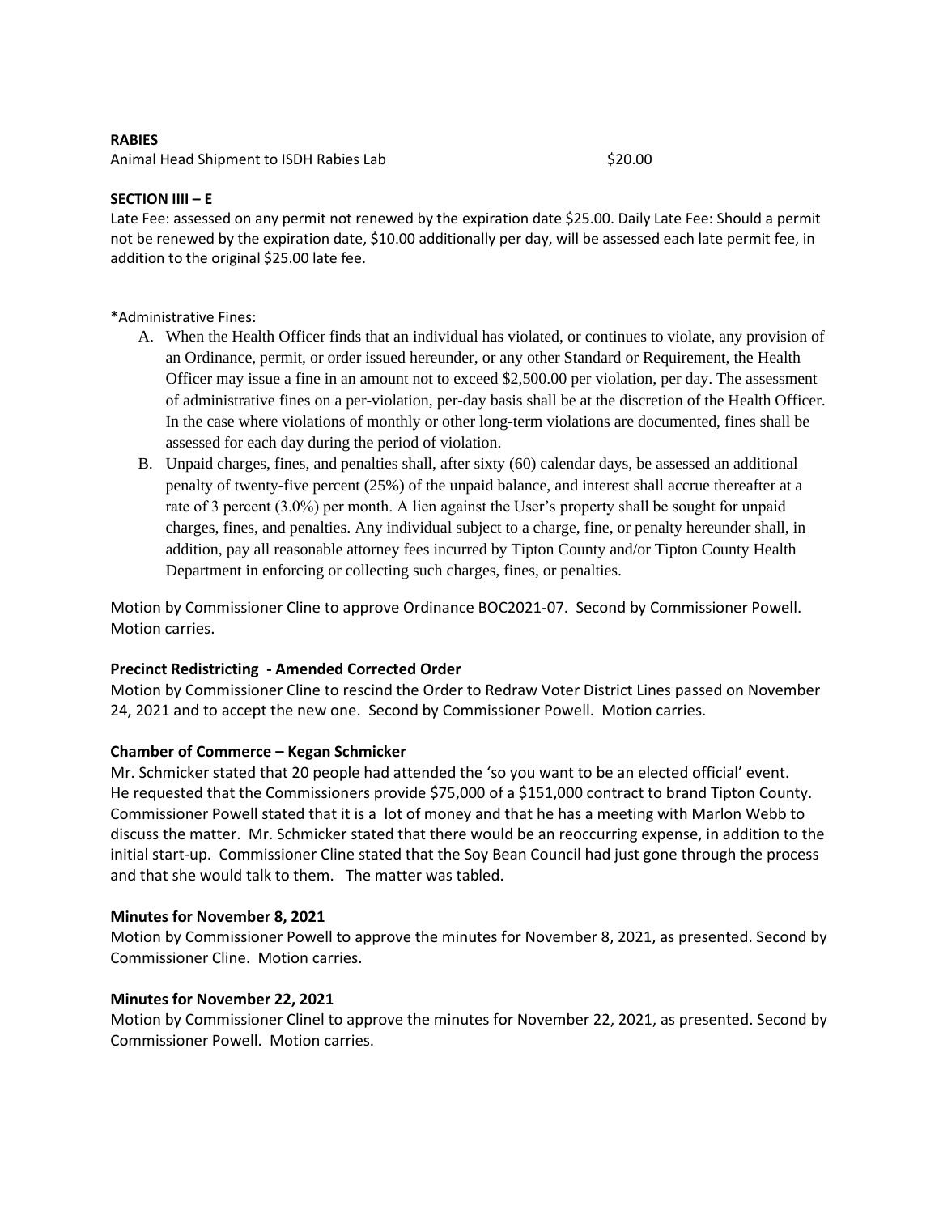**RABIES**

Animal Head Shipment to ISDH Rabies Lab $20.00

**SECTION IIII – E**

Late Fee: assessed on any permit not renewed by the expiration date $25.00. Daily Late Fee: Should a permit not be renewed by the expiration date, $10.00 additionally per day, will be assessed each late permit fee, in addition to the original $25.00 late fee.

*Administrative Fines:

A. When the Health Officer finds that an individual has violated, or continues to violate, any provision of an Ordinance, permit, or order issued hereunder, or any other Standard or Requirement, the Health Officer may issue a fine in an amount not to exceed $2,500.00 per violation, per day. The assessment of administrative fines on a per-violation, per-day basis shall be at the discretion of the Health Officer. In the case where violations of monthly or other long-term violations are documented, fines shall be assessed for each day during the period of violation.
B. Unpaid charges, fines, and penalties shall, after sixty (60) calendar days, be assessed an additional penalty of twenty-five percent (25%) of the unpaid balance, and interest shall accrue thereafter at a rate of 3 percent (3.0%) per month. A lien against the User's property shall be sought for unpaid charges, fines, and penalties. Any individual subject to a charge, fine, or penalty hereunder shall, in addition, pay all reasonable attorney fees incurred by Tipton County and/or Tipton County Health Department in enforcing or collecting such charges, fines, or penalties.

Motion by Commissioner Cline to approve Ordinance BOC2021-07. Second by Commissioner Powell. Motion carries.

**Precinct Redistricting - Amended Corrected Order**

Motion by Commissioner Cline to rescind the Order to Redraw Voter District Lines passed on November 24, 2021 and to accept the new one. Second by Commissioner Powell. Motion carries.

**Chamber of Commerce – Kegan Schmicker**

Mr. Schmicker stated that 20 people had attended the 'so you want to be an elected official' event. He requested that the Commissioners provide $75,000 of a $151,000 contract to brand Tipton County. Commissioner Powell stated that it is a lot of money and that he has a meeting with Marlon Webb to discuss the matter. Mr. Schmicker stated that there would be an reoccurring expense, in addition to the initial start-up. Commissioner Cline stated that the Soy Bean Council had just gone through the process and that she would talk to them. The matter was tabled.

**Minutes for November 8, 2021**

Motion by Commissioner Powell to approve the minutes for November 8, 2021, as presented. Second by Commissioner Cline. Motion carries.

**Minutes for November 22, 2021**

Motion by Commissioner Clinel to approve the minutes for November 22, 2021, as presented. Second by Commissioner Powell. Motion carries.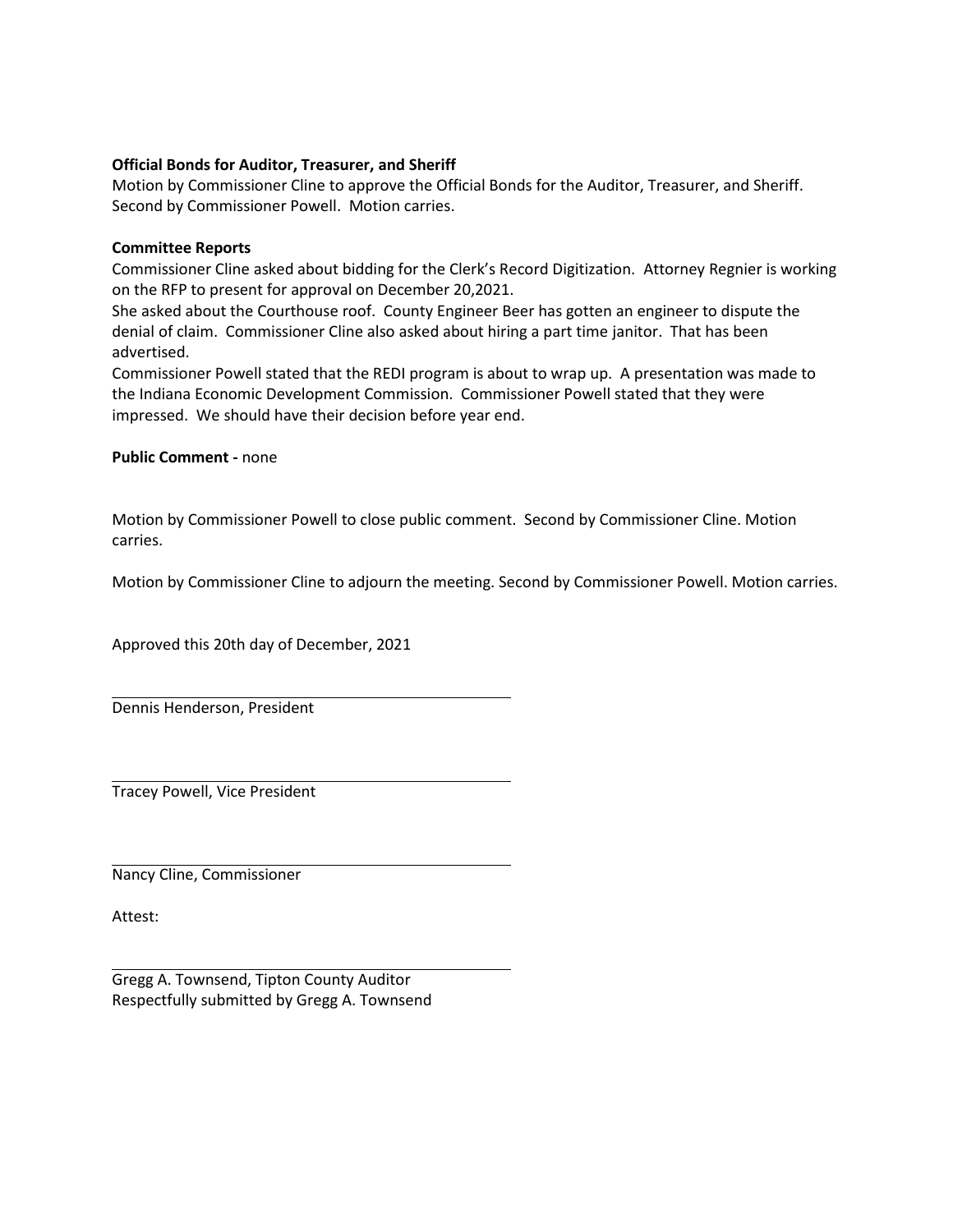**Official Bonds for Auditor, Treasurer, and Sheriff**

Motion by Commissioner Cline to approve the Official Bonds for the Auditor, Treasurer, and Sheriff. Second by Commissioner Powell. Motion carries.

**Committee Reports**

Commissioner Cline asked about bidding for the Clerk's Record Digitization. Attorney Regnier is working on the RFP to present for approval on December 20,2021.

She asked about the Courthouse roof. County Engineer Beer has gotten an engineer to dispute the denial of claim. Commissioner Cline also asked about hiring a part time janitor. That has been advertised.

Commissioner Powell stated that the REDI program is about to wrap up. A presentation was made to the Indiana Economic Development Commission. Commissioner Powell stated that they were impressed. We should have their decision before year end.

**Public Comment -** none

Motion by Commissioner Powell to close public comment. Second by Commissioner Cline. Motion carries.

Motion by Commissioner Cline to adjourn the meeting. Second by Commissioner Powell. Motion carries.

Approved this 20th day of December, 2021

Dennis Henderson, President

Tracey Powell, Vice President

Nancy Cline, Commissioner

Attest:

Gregg A. Townsend, Tipton County Auditor
Respectfully submitted by Gregg A. Townsend